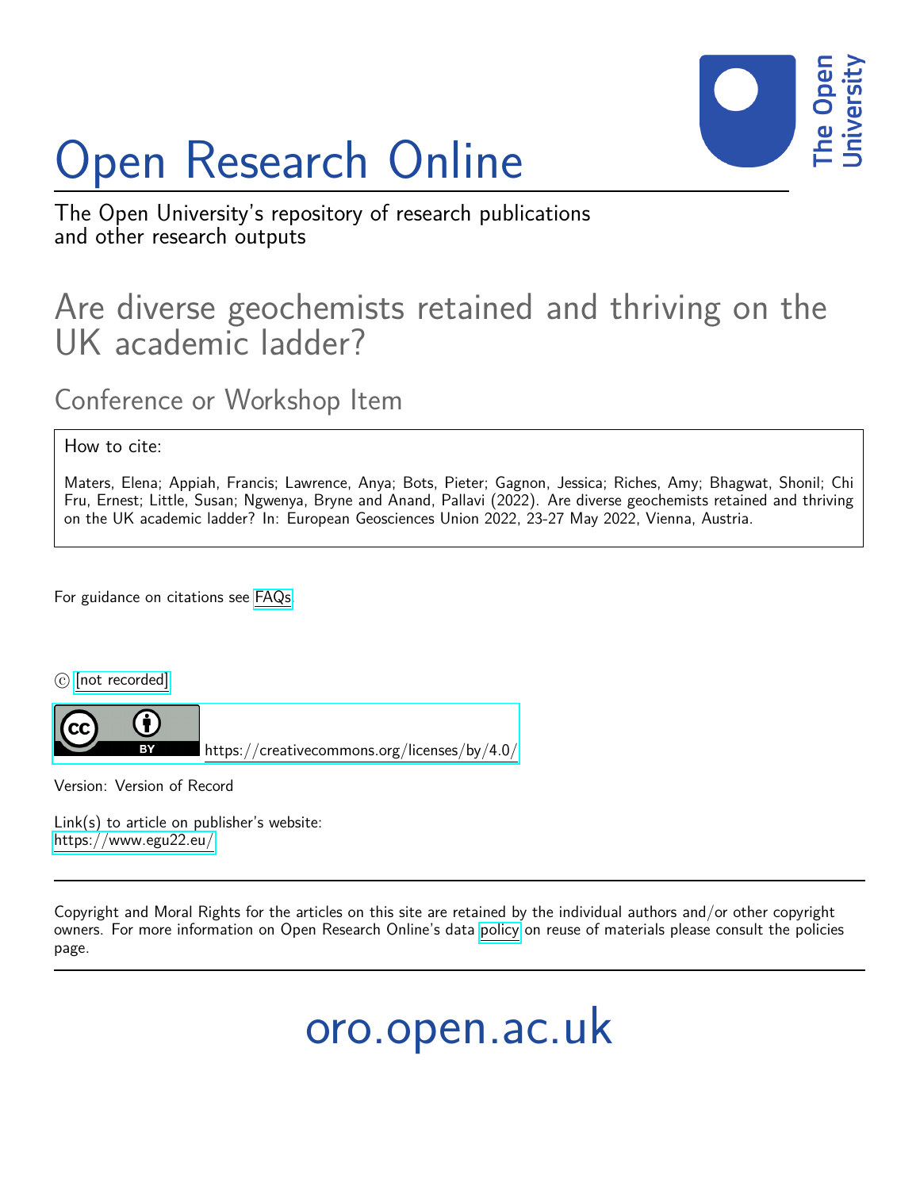# Open Research Online

The Open University's repository of research publications and other research outputs

## Are diverse geochemists retained and thriving on the UK academic ladder?

### Conference or Workshop Item

How to cite:

Maters, Elena; Appiah, Francis; Lawrence, Anya; Bots, Pieter; Gagnon, Jessica; Riches, Amy; Bhagwat, Shonil; Chi Fru, Ernest; Little, Susan; Ngwenya, Bryne and Anand, Pallavi (2022). Are diverse geochemists retained and thriving on the UK academic ladder? In: European Geosciences Union 2022, 23-27 May 2022, Vienna, Austria.

For guidance on citations see FAQs.

© [not recorded]

https://creativecommons.org/licenses/by/4.0/

Version: Version of Record

Link(s) to article on publisher's website:
https://www.egu22.eu/

Copyright and Moral Rights for the articles on this site are retained by the individual authors and/or other copyright owners. For more information on Open Research Online's data policy on reuse of materials please consult the policies page.

oro.open.ac.uk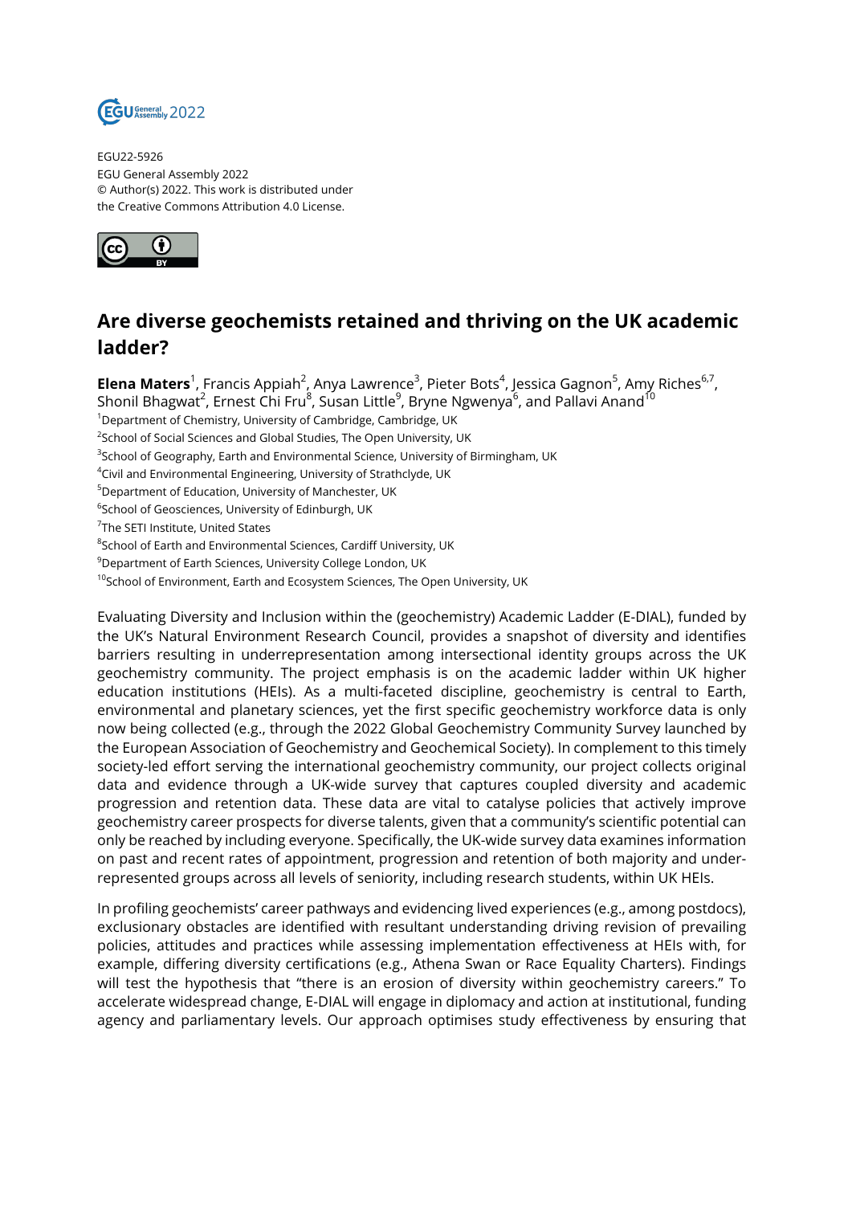EGU22-5926
EGU General Assembly 2022
© Author(s) 2022. This work is distributed under
the Creative Commons Attribution 4.0 License.

# Are diverse geochemists retained and thriving on the UK academic ladder?

**Elena Maters**[1], Francis Appiah[2], Anya Lawrence[3], Pieter Bots[4], Jessica Gagnon[5], Amy Riches[6,7], Shonil Bhagwat[2], Ernest Chi Fru[8], Susan Little[9], Bryne Ngwenya[6], and Pallavi Anand[10]

[1]Department of Chemistry, University of Cambridge, Cambridge, UK
[2]School of Social Sciences and Global Studies, The Open University, UK
[3]School of Geography, Earth and Environmental Science, University of Birmingham, UK
[4]Civil and Environmental Engineering, University of Strathclyde, UK
[5]Department of Education, University of Manchester, UK
[6]School of Geosciences, University of Edinburgh, UK
[7]The SETI Institute, United States
[8]School of Earth and Environmental Sciences, Cardiff University, UK
[9]Department of Earth Sciences, University College London, UK
[10]School of Environment, Earth and Ecosystem Sciences, The Open University, UK

Evaluating Diversity and Inclusion within the (geochemistry) Academic Ladder (E-DIAL), funded by the UK's Natural Environment Research Council, provides a snapshot of diversity and identifies barriers resulting in underrepresentation among intersectional identity groups across the UK geochemistry community. The project emphasis is on the academic ladder within UK higher education institutions (HEIs). As a multi-faceted discipline, geochemistry is central to Earth, environmental and planetary sciences, yet the first specific geochemistry workforce data is only now being collected (e.g., through the 2022 Global Geochemistry Community Survey launched by the European Association of Geochemistry and Geochemical Society). In complement to this timely society-led effort serving the international geochemistry community, our project collects original data and evidence through a UK-wide survey that captures coupled diversity and academic progression and retention data. These data are vital to catalyse policies that actively improve geochemistry career prospects for diverse talents, given that a community's scientific potential can only be reached by including everyone. Specifically, the UK-wide survey data examines information on past and recent rates of appointment, progression and retention of both majority and under-represented groups across all levels of seniority, including research students, within UK HEIs.

In profiling geochemists' career pathways and evidencing lived experiences (e.g., among postdocs), exclusionary obstacles are identified with resultant understanding driving revision of prevailing policies, attitudes and practices while assessing implementation effectiveness at HEIs with, for example, differing diversity certifications (e.g., Athena Swan or Race Equality Charters). Findings will test the hypothesis that "there is an erosion of diversity within geochemistry careers." To accelerate widespread change, E-DIAL will engage in diplomacy and action at institutional, funding agency and parliamentary levels. Our approach optimises study effectiveness by ensuring that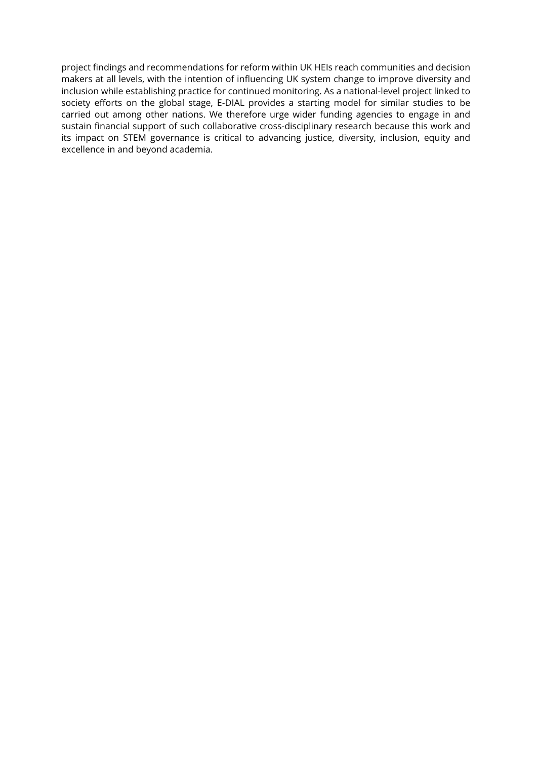project findings and recommendations for reform within UK HEIs reach communities and decision makers at all levels, with the intention of influencing UK system change to improve diversity and inclusion while establishing practice for continued monitoring. As a national-level project linked to society efforts on the global stage, E-DIAL provides a starting model for similar studies to be carried out among other nations. We therefore urge wider funding agencies to engage in and sustain financial support of such collaborative cross-disciplinary research because this work and its impact on STEM governance is critical to advancing justice, diversity, inclusion, equity and excellence in and beyond academia.